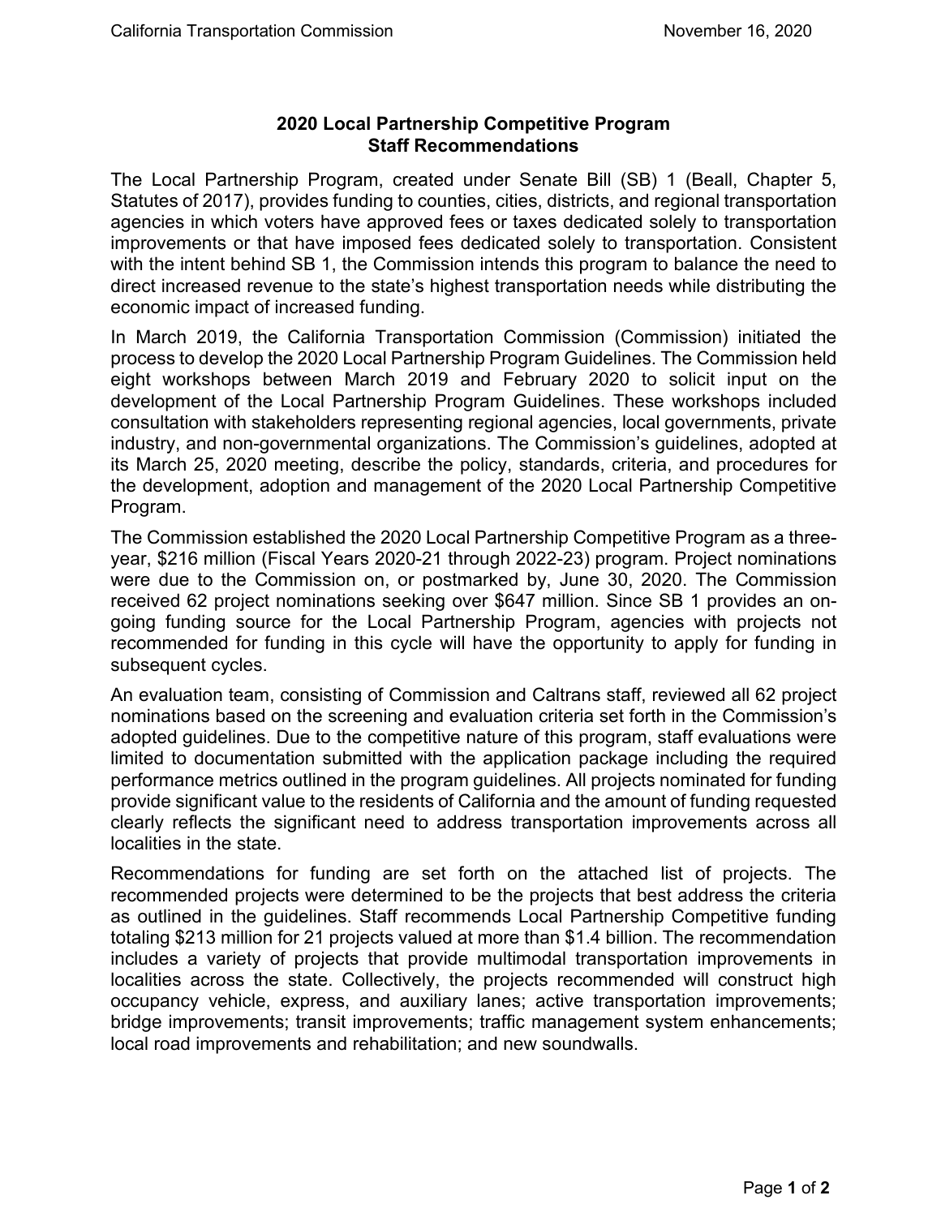# 2020 Local Partnership Competitive Program
## Staff Recommendations

The Local Partnership Program, created under Senate Bill (SB) 1 (Beall, Chapter 5, Statutes of 2017), provides funding to counties, cities, districts, and regional transportation agencies in which voters have approved fees or taxes dedicated solely to transportation improvements or that have imposed fees dedicated solely to transportation. Consistent with the intent behind SB 1, the Commission intends this program to balance the need to direct increased revenue to the state's highest transportation needs while distributing the economic impact of increased funding.

In March 2019, the California Transportation Commission (Commission) initiated the process to develop the 2020 Local Partnership Program Guidelines. The Commission held eight workshops between March 2019 and February 2020 to solicit input on the development of the Local Partnership Program Guidelines. These workshops included consultation with stakeholders representing regional agencies, local governments, private industry, and non-governmental organizations. The Commission's guidelines, adopted at its March 25, 2020 meeting, describe the policy, standards, criteria, and procedures for the development, adoption and management of the 2020 Local Partnership Competitive Program.

The Commission established the 2020 Local Partnership Competitive Program as a three-year, $216 million (Fiscal Years 2020-21 through 2022-23) program. Project nominations were due to the Commission on, or postmarked by, June 30, 2020. The Commission received 62 project nominations seeking over $647 million. Since SB 1 provides an on-going funding source for the Local Partnership Program, agencies with projects not recommended for funding in this cycle will have the opportunity to apply for funding in subsequent cycles.

An evaluation team, consisting of Commission and Caltrans staff, reviewed all 62 project nominations based on the screening and evaluation criteria set forth in the Commission's adopted guidelines. Due to the competitive nature of this program, staff evaluations were limited to documentation submitted with the application package including the required performance metrics outlined in the program guidelines. All projects nominated for funding provide significant value to the residents of California and the amount of funding requested clearly reflects the significant need to address transportation improvements across all localities in the state.

Recommendations for funding are set forth on the attached list of projects. The recommended projects were determined to be the projects that best address the criteria as outlined in the guidelines. Staff recommends Local Partnership Competitive funding totaling $213 million for 21 projects valued at more than $1.4 billion. The recommendation includes a variety of projects that provide multimodal transportation improvements in localities across the state. Collectively, the projects recommended will construct high occupancy vehicle, express, and auxiliary lanes; active transportation improvements; bridge improvements; transit improvements; traffic management system enhancements; local road improvements and rehabilitation; and new soundwalls.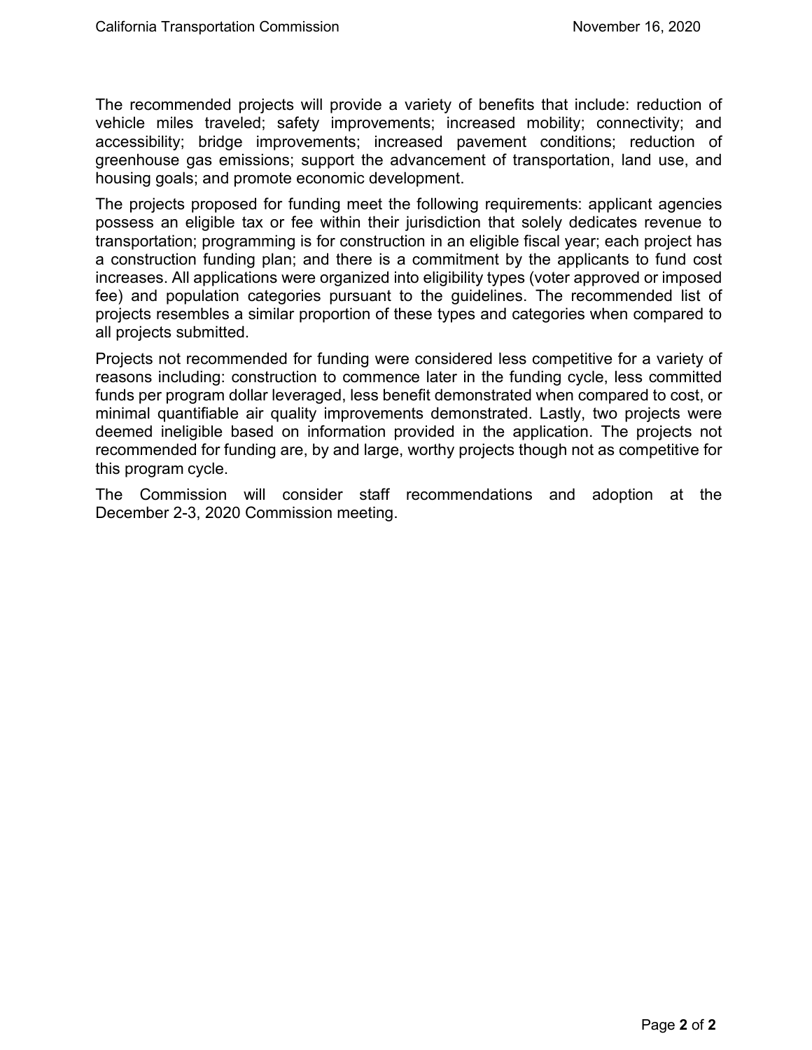The recommended projects will provide a variety of benefits that include: reduction of vehicle miles traveled; safety improvements; increased mobility; connectivity; and accessibility; bridge improvements; increased pavement conditions; reduction of greenhouse gas emissions; support the advancement of transportation, land use, and housing goals; and promote economic development.

The projects proposed for funding meet the following requirements: applicant agencies possess an eligible tax or fee within their jurisdiction that solely dedicates revenue to transportation; programming is for construction in an eligible fiscal year; each project has a construction funding plan; and there is a commitment by the applicants to fund cost increases. All applications were organized into eligibility types (voter approved or imposed fee) and population categories pursuant to the guidelines. The recommended list of projects resembles a similar proportion of these types and categories when compared to all projects submitted.

Projects not recommended for funding were considered less competitive for a variety of reasons including: construction to commence later in the funding cycle, less committed funds per program dollar leveraged, less benefit demonstrated when compared to cost, or minimal quantifiable air quality improvements demonstrated. Lastly, two projects were deemed ineligible based on information provided in the application. The projects not recommended for funding are, by and large, worthy projects though not as competitive for this program cycle.

The Commission will consider staff recommendations and adoption at the December 2-3, 2020 Commission meeting.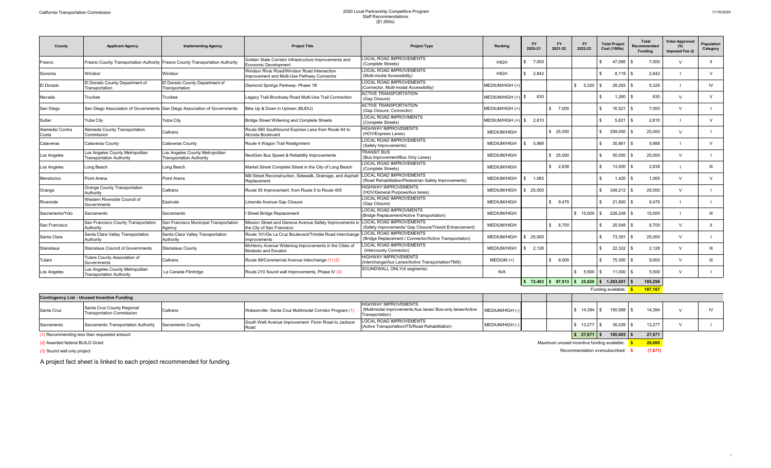California Transportation Commission

# 2020 Local Partnership Competitive Program
## Staff Recommendations
## ($1,000s)

11/16/2020

| County | Applicant Agency | Implementing Agency | Project Title | Project Type | Ranking | FY 2020-21 | FY 2021-22 | FY 2022-23 | Total Project Cost (1000s) | Total Recommended Funding | Voter-Approved (V) Imposed Fee (I) | Population Category |
|---|---|---|---|---|---|---|---|---|---|---|---|---|
| Fresno | Fresno County Transportation Authority | Fresno County Transportation Authority | Golden State Corridor Infrastructure Improvements and Economic Development | LOCAL ROAD IMPROVEMENTS (Complete Streets) | HIGH | $ 7,000 | | | $ 47,085 | $ 7,000 | V | II |
| Sonoma | Windsor | Windsor | Windsor River Road/Windsor Road Intersection Improvement and Multi-Use Pathway Connector | LOCAL ROAD IMPROVEMENTS (Multi-modal Accessibility) | HIGH | $ 2,842 | | | $ 8,119 | $ 2,842 | I | V |
| El Dorado | El Dorado County Department of Transportation | El Dorado County Department of Transportation | Diamond Springs Parkway- Phase 1B | LOCAL ROAD IMPROVEMENTS (Connector, Multi-modal Accessibility) | MEDIUM/HIGH (+) | | | $ 5,320 | $ 28,293 | $ 5,320 | I | IV |
| Nevada | Truckee | Truckee | Legacy Trail-Brockway Road Multi-Use Trail Connection | ACTIVE TRANSPORTATION (Gap Closure) | MEDIUM/HIGH (+) | $ 630 | | | $ 1,260 | $ 630 | V | V |
| San Diego | San Diego Association of Governments | San Diego Association of Governments | Bike Up & Down in Uptown (BUDU) | ACTIVE TRANSPORTATION (Gap Closure, Connector) | MEDIUM/HIGH (+) | | $ 7,000 | | $ 16,521 | $ 7,000 | V | I |
| Sutter | Yuba City | Yuba City | Bridge Street Widening and Complete Streets | LOCAL ROAD IMPROVMENTS (Complete Streets) | MEDIUM/HIGH (+) | $ 2,810 | | | $ 5,621 | $ 2,810 | I | V |
| Alameda/ Contra Costa | Alameda County Transportation Commission | Caltrans | Route 680 Southbound Express Lane from Route 84 to Alcosta Boulevard | HIGHWAY IMPROVEMENTS (HOV/Express Lanes) | MEDIUM/HIGH | | $ 25,000 | | $ 259,000 | $ 25,000 | V | I |
| Calaveras | Calaveras County | Calaveras County | Route 4 Wagon Trail Realignment | LOCAL ROAD IMPROVEMENTS (Safety Improvements) | MEDIUM/HIGH | $ 5,988 | | | $ 30,861 | $ 5,988 | I | V |
| Los Angeles | Los Angeles County Metropolitan Transportation Authority | Los Angeles County Metropolitan Transportation Authority | NextGen Bus Speed & Reliability Improvements | TRANSIT BUS (Bus Improvement/Bus Only Lanes) | MEDIUM/HIGH | | $ 25,000 | | $ 50,000 | $ 25,000 | V | I |
| Los Angeles | Long Beach | Long Beach | Market Street Complete Street in the City of Long Beach | LOCAL ROAD IMPROVEMENTS (Complete Streets) | MEDIUM/HIGH | | $ 2,838 | | $ 13,000 | $ 2,838 | I | III |
| Mendocino | Point Arena | Point Arena | Mill Street Reconstruction, Sidewalk, Drainage, and Asphalt Replacement | LOCAL ROAD IMPROVEMENTS (Road Rehabilitation/Pedestrian Safety Improvements) | MEDIUM/HIGH | $ 1,065 | | | $ 1,420 | $ 1,065 | V | V |
| Orange | Orange County Transportation Authority | Caltrans | Route 55 Improvement: from Route 5 to Route 405 | HIGHWAY IMPROVEMENTS (HOV/General Purpose/Aux lanes) | MEDIUM/HIGH | $ 25,000 | | | $ 349,212 | $ 25,000 | V | I |
| Riverside | Western Riverside Council of Governments | Eastvale | Limonite Avenue Gap Closure | LOCAL ROAD IMPROVEMENTS (Gap Closure) | MEDIUM/HIGH | | $ 9,475 | | $ 21,800 | $ 9,475 | I | I |
| Sacramento/Yolo | Sacramento | Sacramento | I Street Bridge Replacement | LOCAL ROAD IMPROVMENTS (Bridge Replacement/Active Transportation) | MEDIUM/HIGH | | | $ 15,000 | $ 228,248 | $ 15,000 | I | III |
| San Francisco | San Francisco County Transportation Authority | San Francisco Municipal Transportation Agency | Mission Street and Geneva Avenue Safety Improvements in the City of San Francisco | LOCAL ROAD IMPROVEMENTS (Safety improvements/ Gap Closure/Transit Enhancement) | MEDIUM/HIGH | | $ 8,700 | | $ 20,548 | $ 8,700 | V | II |
| Santa Clara | Santa Clara Valley Transportation Authority | Santa Clara Valley Transportation Authority | Route 101/De La Cruz Boulevard/Trimble Road Interchange Improvements | LOCAL ROAD IMPROVEMENTS (Bridge Replacement / Connector/Active Transportation) | MEDIUM/HIGH | $ 25,000 | | | $ 73,391 | $ 25,000 | V | I |
| Stanislaus | Stanislaus Council of Governments | Stanislaus County | McHenry Avenue Widening Improvements in the Cities of Modesto and Escalon | LOCAL ROAD IMPROVEMENTS (Intercounty Connector) | MEDIUM/HIGH | $ 2,128 | | | $ 22,322 | $ 2,128 | V | III |
| Tulare | Tulare County Association of Governments | Caltrans | Route 99/Commercial Avenue Interchange (1) (2) | HIGHWAY IMPROVEMENTS (Interchange/Aux Lanes/Active Transportation/TMS) | MEDIUM (+) | | $ 9,000 | | $ 75,300 | $ 9,000 | V | III |
| Los Angeles | Los Angeles County Metropolitan Transportation Authority | La Canada Flintridge | Route 210 Sound wall Improvements, Phase IV (3) | SOUNDWALL ONLY(4 segments) | N/A | | | $ 5,500 | $ 11,000 | $ 5,500 | V | I |
| | | | | | | $ 72,463 | $ 87,013 | $ 25,820 | $ 1,263,001 | $ 185,296 | | |
| | | | | | | | | | Funding available: | $ 187,167 | | |

| Contingency List - Unused Incentive Funding | | | | | | | | | | | | |
|---|---|---|---|---|---|---|---|---|---|---|---|---|
| Santa Cruz | Santa Cruz County Regional Transportation Commission | Caltrans | Watsonville- Santa Cruz Multimodal Corridor Program (1) | HIGHWAY IMPROVEMENTS (Multimodal improvements:Aux lanes/ Bus-only lanes/Active Transportation) | MEDIUM/HIGH (-) | | | $ 14,394 | $ 150,568 | $ 14,394 | V | IV |
| Sacramento | Sacramento Transportation Authority | Sacramento County | South Watt Avenue Improvement: Florin Road to Jackson Road | LOCAL ROAD IMPROVEMENTS (Active Transportation/ITS/Road Rehabilitation) | MEDIUM/HIGH (-) | | | $ 13,277 | $ 35,035 | $ 13,277 | V | I |
| | | | | | | | | $ 27,671 | $ 185,603 | $ 27,671 | | |
| | | | | | | | | | Maximum unused incentive funding available: | $ 20,000 | | |
| | | | | | | | | | Recommendation oversubscribed: | $ (7,671) | | |

(1) Recommending less than requested amount

(2) Awarded federal BUILD Grant

(3) Sound wall only project

A project fact sheet is linked to each project recommended for funding.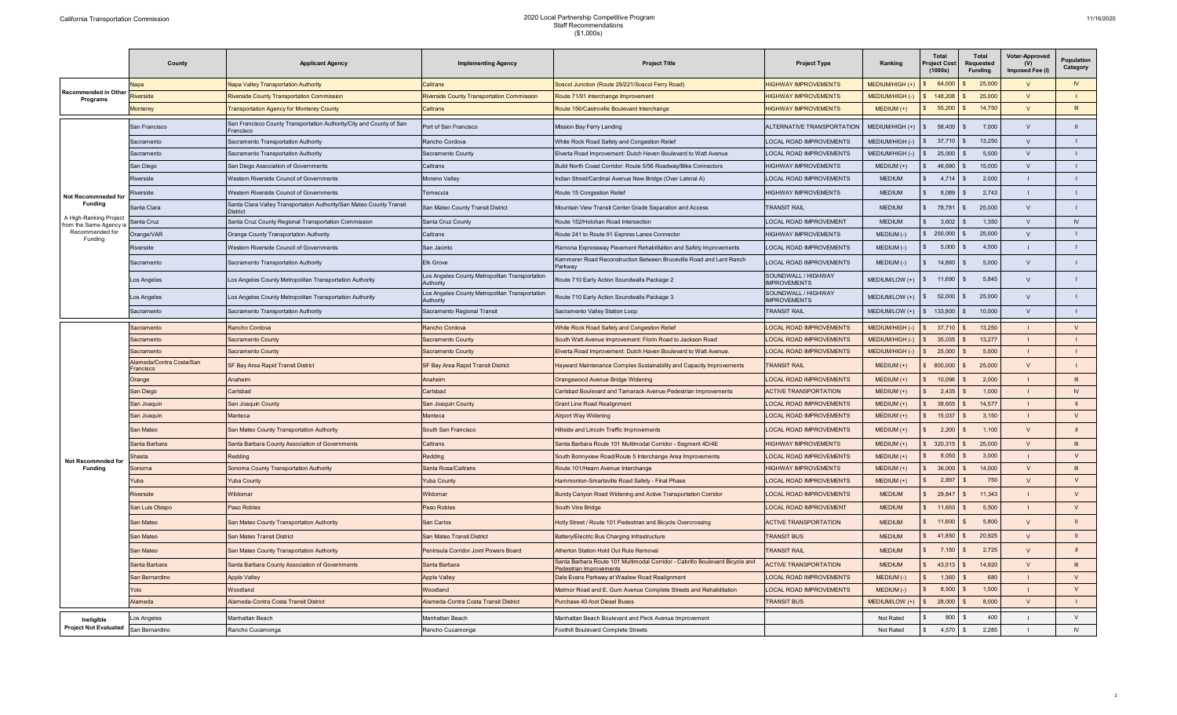# 2020 Local Partnership Competitive Program
## Staff Recommendations
## ($1,000s)

| | County | Applicant Agency | Implementing Agency | Project Title | Project Type | Ranking | Total Project Cost (1000s) | Total Requested Funding | Voter-Approved (V) Imposed Fee (I) | Population Category |
|---|---|---|---|---|---|---|---|---|---|---|
| Recommended in Other Programs | Napa | Napa Valley Transportation Authority | Caltrans | Soscol Junction (Route 29/221/Soscol Ferry Road) | HIGHWAY IMPROVEMENTS | MEDIUM/HIGH (+) | $ 64,000 | $ 25,000 | V | IV |
| | Riverside | Riverside County Transportation Commission | Riverside County Transportation Commission | Route 71/91 Interchange Improvement | HIGHWAY IMPROVEMENTS | MEDIUM/HIGH (-) | $ 148,208 | $ 25,000 | V | I |
| | Monterey | Transportation Agency for Monterey County | Caltrans | Route 156/Castroville Boulevard Interchange | HIGHWAY IMPROVEMENTS | MEDIUM (+) | $ 55,200 | $ 14,750 | V | III |
| Not Recommended for Funding<br>A High-Ranking Project from the Same Agency is Recommended for Funding | San Francisco | San Francisco County Transportation Authority/City and County of San Francisco | Port of San Francisco | Mission Bay Ferry Landing | ALTERNATIVE TRANSPORTATION | MEDIUM/HIGH (+) | $ 58,400 | $ 7,000 | V | II |
| | Sacramento | Sacramento Transportation Authority | Rancho Cordova | White Rock Road Safety and Congestion Relief | LOCAL ROAD IMPROVEMENTS | MEDIUM/HIGH (-) | $ 37,710 | $ 13,250 | V | I |
| | Sacramento | Sacramento Transportation Authority | Sacramento County | Elverta Road Improvement: Dutch Haven Boulevard to Watt Avenue | LOCAL ROAD IMPROVEMENTS | MEDIUM/HIGH (-) | $ 25,000 | $ 5,500 | V | I |
| | San Diego | San Diego Association of Governments | Caltrans | Build North Coast Corridor: Route 5/56 Roadway/Bike Connectors | HIGHWAY IMPROVEMENTS | MEDIUM (+) | $ 46,690 | $ 15,000 | V | I |
| | Riverside | Western Riverside Council of Governments | Moreno Valley | Indian Street/Cardinal Avenue New Bridge (Over Lateral A) | LOCAL ROAD IMPROVEMENTS | MEDIUM | $ 4,714 | $ 2,000 | I | I |
| | Riverside | Western Riverside Council of Governments | Temecula | Route 15 Congestion Relief | HIGHWAY IMPROVEMENTS | MEDIUM | $ 8,089 | $ 2,743 | I | I |
| | Santa Clara | Santa Clara Valley Transportation Authority/San Mateo County Transit District | San Mateo County Transit District | Mountain View Transit Center Grade Separation and Access | TRANSIT RAIL | MEDIUM | $ 78,781 | $ 25,000 | V | I |
| | Santa Cruz | Santa Cruz County Regional Transportation Commission | Santa Cruz County | Route 152/Holohan Road Intersection | LOCAL ROAD IMPROVEMENT | MEDIUM | $ 3,602 | $ 1,350 | V | IV |
| | Orange/VAR | Orange County Transportation Authority | Caltrans | Route 241 to Route 91 Express Lanes Connector | HIGHWAY IMPROVEMENTS | MEDIUM (-) | $ 250,000 | $ 25,000 | V | I |
| | Riverside | Western Riverside Council of Governments | San Jacinto | Ramona Expressway Pavement Rehabilitation and Safety Improvements | LOCAL ROAD IMPROVEMENTS | MEDIUM (-) | $ 5,000 | $ 4,500 | I | I |
| | Sacramento | Sacramento Transportation Authority | Elk Grove | Kammerer Road Reconstruction Between Bruceville Road and Lent Ranch Parkway | LOCAL ROAD IMPROVEMENTS | MEDIUM (-) | $ 14,860 | $ 5,000 | V | I |
| | Los Angeles | Los Angeles County Metropolitan Transportation Authority | Los Angeles County Metropolitan Transportation Authority | Route 710 Early Action Soundwalls Package 2 | SOUNDWALL / HIGHWAY IMPROVEMENTS | MEDIUM/LOW (+) | $ 11,690 | $ 5,845 | V | I |
| | Los Angeles | Los Angeles County Metropolitan Transportation Authority | Los Angeles County Metropolitan Transportation Authority | Route 710 Early Action Soundwalls Package 3 | SOUNDWALL / HIGHWAY IMPROVEMENTS | MEDIUM/LOW (+) | $ 52,000 | $ 25,000 | V | I |
| | Sacramento | Sacramento Transportation Authority | Sacramento Regional Transit | Sacramento Valley Station Loop | TRANSIT RAIL | MEDIUM/LOW (+) | $ 133,800 | $ 10,000 | V | I |
| Not Recommnded for Funding | Sacramento | Rancho Cordova | Rancho Cordova | White Rock Road Safety and Congestion Relief | LOCAL ROAD IMPROVEMENTS | MEDIUM/HIGH (-) | $ 37,710 | $ 13,250 | I | V |
| | Sacramento | Sacramento County | Sacramento County | South Watt Avenue Improvement: Florin Road to Jackson Road | LOCAL ROAD IMPROVEMENTS | MEDIUM/HIGH (-) | $ 35,035 | $ 13,277 | I | I |
| | Sacramento | Sacramento County | Sacramento County | Elverta Road Improvement: Dutch Haven Boulevard to Watt Avenue. | LOCAL ROAD IMPROVEMENTS | MEDIUM/HIGH (-) | $ 25,000 | $ 5,500 | I | I |
| | Alameda/Contra Costa/San Francisco | SF Bay Area Rapid Transit District | SF Bay Area Rapid Transit District | Hayward Maintenance Complex Sustainability and Capacity Improvements | TRANSIT RAIL | MEDIUM (+) | $ 800,000 | $ 25,000 | V | I |
| | Orange | Anaheim | Anaheim | Orangewood Avenue Bridge Widening | LOCAL ROAD IMPROVEMENTS | MEDIUM (+) | $ 10,096 | $ 2,000 | I | III |
| | San Diego | Carlsbad | Carlsbad | Carlsbad Boulevard and Tamarack Avenue Pedestrian Improvements | ACTIVE TRANSPORTATION | MEDIUM (+) | $ 2,435 | $ 1,000 | I | IV |
| | San Joaquin | San Joaquin County | San Joaquin County | Grant Line Road Realignment | LOCAL ROAD IMPROVEMENTS | MEDIUM (+) | $ 38,655 | $ 14,577 | I | II |
| | San Joaquin | Manteca | Manteca | Airport Way Widening | LOCAL ROAD IMPROVEMENTS | MEDIUM (+) | $ 15,037 | $ 3,150 | I | V |
| | San Mateo | San Mateo County Transportation Authority | South San Francisco | Hillside and Lincoln Traffic Improvements | LOCAL ROAD IMPROVEMENTS | MEDIUM (+) | $ 2,200 | $ 1,100 | V | II |
| | Santa Barbara | Santa Barbara County Association of Governments | Caltrans | Santa Barbara Route 101 Multimodal Corridor - Segment 4D/4E | HIGHWAY IMPROVEMENTS | MEDIUM (+) | $ 320,315 | $ 25,000 | V | III |
| | Shasta | Redding | Redding | South Bonnyview Road/Route 5 Interchange Area Improvements | LOCAL ROAD IMPROVEMENTS | MEDIUM (+) | $ 8,050 | $ 3,000 | I | V |
| | Sonoma | Sonoma County Transportation Authority | Santa Rosa/Caltrans | Route 101/Hearn Avenue Interchange | HIGHWAY IMPROVEMENTS | MEDIUM (+) | $ 36,000 | $ 14,000 | V | III |
| | Yuba | Yuba County | Yuba County | Hammonton-Smartsville Road Safety - Final Phase | LOCAL ROAD IMPROVEMENTS | MEDIUM (+) | $ 2,897 | $ 750 | V | V |
| | Riverside | Wildomar | Wildomar | Bundy Canyon Road Widening and Active Transportation Corridor | LOCAL ROAD IMPROVEMENTS | MEDIUM | $ 29,847 | $ 11,343 | I | V |
| | San Luis Obispo | Paso Robles | Paso Robles | South Vine Bridge | LOCAL ROAD IMPROVEMENT | MEDIUM | $ 11,650 | $ 5,500 | I | V |
| | San Mateo | San Mateo County Transportation Authority | San Carlos | Holly Street / Route 101 Pedestrian and Bicycle Overcrossing | ACTIVE TRANSPORTATION | MEDIUM | $ 11,600 | $ 5,800 | V | II |
| | San Mateo | San Mateo Transit District | San Mateo Transit District | Battery/Electric Bus Charging Infrastructure | TRANSIT BUS | MEDIUM | $ 41,850 | $ 20,925 | V | II |
| | San Mateo | San Mateo County Transportation Authority | Peninsula Corridor Joint Powers Board | Atherton Station Hold Out Rule Removal | TRANSIT RAIL | MEDIUM | $ 7,150 | $ 2,725 | V | II |
| | Santa Barbara | Santa Barbara County Association of Governments | Santa Barbara | Santa Barbara Route 101 Multimodal Corridor - Cabrillo Boulevard Bicycle and Pedestrian Improvements | ACTIVE TRANSPORTATION | MEDIUM | $ 43,013 | $ 14,920 | V | III |
| | San Bernardino | Apple Valley | Apple Valley | Dale Evans Parkway at Waalew Road Realignment | LOCAL ROAD IMPROVEMENTS | MEDIUM (-) | $ 1,360 | $ 680 | I | V |
| | Yolo | Woodland | Woodland | Matmor Road and E. Gum Avenue Complete Streets and Rehabilitation | LOCAL ROAD IMPROVEMENTS | MEDIUM (-) | $ 8,500 | $ 1,500 | I | V |
| | Alameda | Alameda-Contra Costa Transit District | Alameda-Contra Costa Transit District | Purchase 40-foot Diesel Buses | TRANSIT BUS | MEDIUM/LOW (+) | $ 28,000 | $ 8,000 | V | I |
| Ineligible Project Not Evaluated | Los Angeles | Manhattan Beach | Manhattan Beach | Manhattan Beach Boulevard and Peck Avenue Improvement | | Not Rated | $ 800 | $ 400 | I | V |
| | San Bernardino | Rancho Cucamonga | Rancho Cucamonga | Foothill Boulevard Complete Streets | | Not Rated | $ 4,570 | $ 2,285 | I | IV |